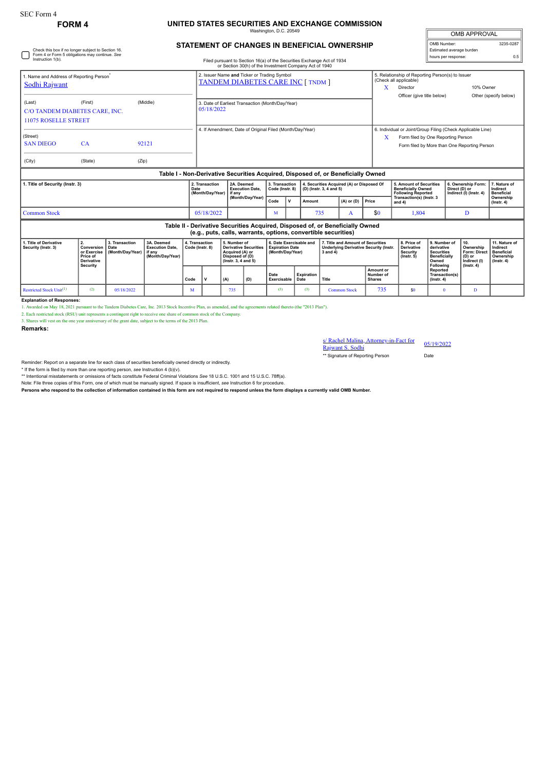SEC Form 4

**FORM 4**

# UNITED STATES SECURITIES AND EXCHANGE COMMISSION

Washington, D.C. 20549

## STATEMENT OF CHANGES IN BENEFICIAL OWNERSHIP

Filed pursuant to Section 16(a) of the Securities Exchange Act of 1934 or Section 30(h) of the Investment Company Act of 1940

| OMB APPROVAL | |
|---|---|
| OMB Number: | 3235-0287 |
| Estimated average burden | |
| hours per response: | 0.5 |

☐ Check this box if no longer subject to Section 16. Form 4 or Form 5 obligations may continue. *See* Instruction 1(b).

1. Name and Address of Reporting Person*
Sodhi Rajwant

(Last) (First) (Middle)
C/O TANDEM DIABETES CARE, INC.
11075 ROSELLE STREET

(Street)
SAN DIEGO CA 92121

(City) (State) (Zip)

2. Issuer Name **and** Ticker or Trading Symbol
TANDEM DIABETES CARE INC [ TNDM ]

3. Date of Earliest Transaction (Month/Day/Year)
05/18/2022

4. If Amendment, Date of Original Filed (Month/Day/Year)

5. Relationship of Reporting Person(s) to Issuer (Check all applicable)
X Director
10% Owner
Officer (give title below)
Other (specify below)

6. Individual or Joint/Group Filing (Check Applicable Line)
X Form filed by One Reporting Person
Form filed by More than One Reporting Person

### Table I - Non-Derivative Securities Acquired, Disposed of, or Beneficially Owned

| 1. Title of Security (Instr. 3) | 2. Transaction Date (Month/Day/Year) | 2A. Deemed Execution Date, if any (Month/Day/Year) | 3. Transaction Code (Instr. 8) | | 4. Securities Acquired (A) or Disposed Of (D) (Instr. 3, 4 and 5) | | | 5. Amount of Securities Beneficially Owned Following Reported Transaction(s) (Instr. 3 and 4) | 6. Ownership Form: Direct (D) or Indirect (I) (Instr. 4) | 7. Nature of Indirect Beneficial Ownership (Instr. 4) |
|---|---|---|---|---|---|---|---|---|---|---|
| | | | Code | V | Amount | (A) or (D) | Price | | | |
| Common Stock | 05/18/2022 | | M | | 735 | A | $0 | 1,804 | D | |

### Table II - Derivative Securities Acquired, Disposed of, or Beneficially Owned (e.g., puts, calls, warrants, options, convertible securities)

| 1. Title of Derivative Security (Instr. 3) | 2. Conversion or Exercise Price of Derivative Security | 3. Transaction Date (Month/Day/Year) | 3A. Deemed Execution Date, if any (Month/Day/Year) | 4. Transaction Code (Instr. 8) | | 5. Number of Derivative Securities Acquired (A) or Disposed of (D) (Instr. 3, 4 and 5) | | 6. Date Exercisable and Expiration Date (Month/Day/Year) | | 7. Title and Amount of Securities Underlying Derivative Security (Instr. 3 and 4) | | 8. Price of Derivative Security (Instr. 5) | 9. Number of derivative Securities Beneficially Owned Following Reported Transaction(s) (Instr. 4) | 10. Ownership Form: Direct (D) or Indirect (I) (Instr. 4) | 11. Nature of Indirect Beneficial Ownership (Instr. 4) |
|---|---|---|---|---|---|---|---|---|---|---|---|---|---|---|---|
| | | | | Code | V | (A) | (D) | Date Exercisable | Expiration Date | Title | Amount or Number of Shares | | | | |
| Restricted Stock Unit[(1)] | [(2)] | 05/18/2022 | | M | | 735 | | [(3)] | [(3)] | Common Stock | 735 | $0 | 0 | D | |

**Explanation of Responses:**

1. Awarded on May 18, 2021 pursuant to the Tandem Diabetes Care, Inc. 2013 Stock Incentive Plan, as amended, and the agreements related thereto (the "2013 Plan").

2. Each restricted stock (RSU) unit represents a contingent right to receive one share of common stock of the Company.

3. Shares will vest on the one year anniversary of the grant date, subject to the terms of the 2013 Plan.

**Remarks:**

s/ Rachel Malina, Attorney-in-Fact for Rajwant S. Sodhi — 05/19/2022

** Signature of Reporting Person — Date

Reminder: Report on a separate line for each class of securities beneficially owned directly or indirectly.

* If the form is filed by more than one reporting person, *see* Instruction 4 (b)(v).

** Intentional misstatements or omissions of facts constitute Federal Criminal Violations *See* 18 U.S.C. 1001 and 15 U.S.C. 78ff(a).

Note: File three copies of this Form, one of which must be manually signed. If space is insufficient, *see* Instruction 6 for procedure.

**Persons who respond to the collection of information contained in this form are not required to respond unless the form displays a currently valid OMB Number.**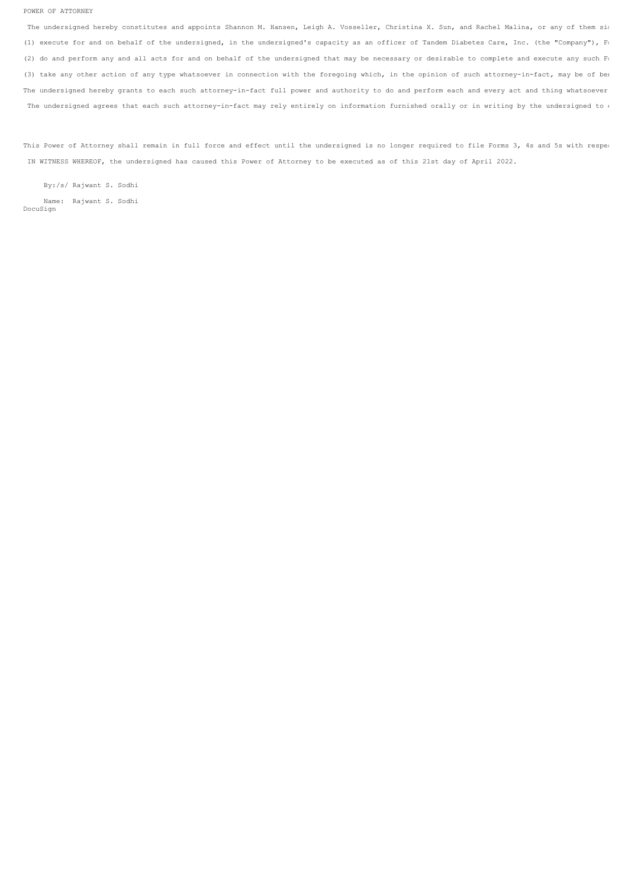POWER OF ATTORNEY

The undersigned hereby constitutes and appoints Shannon M. Hansen, Leigh A. Vosseller, Christina X. Sun, and Rachel Malina, or any of them si

(1) execute for and on behalf of the undersigned, in the undersigned's capacity as an officer of Tandem Diabetes Care, Inc. (the "Company"), F

(2) do and perform any and all acts for and on behalf of the undersigned that may be necessary or desirable to complete and execute any such F

(3) take any other action of any type whatsoever in connection with the foregoing which, in the opinion of such attorney-in-fact, may be of be

The undersigned hereby grants to each such attorney-in-fact full power and authority to do and perform each and every act and thing whatsoever

The undersigned agrees that each such attorney-in-fact may rely entirely on information furnished orally or in writing by the undersigned to

This Power of Attorney shall remain in full force and effect until the undersigned is no longer required to file Forms 3, 4s and 5s with respe

IN WITNESS WHEREOF, the undersigned has caused this Power of Attorney to be executed as of this 21st day of April 2022.

By:/s/ Rajwant S. Sodhi

Name: Rajwant S. Sodhi

DocuSign